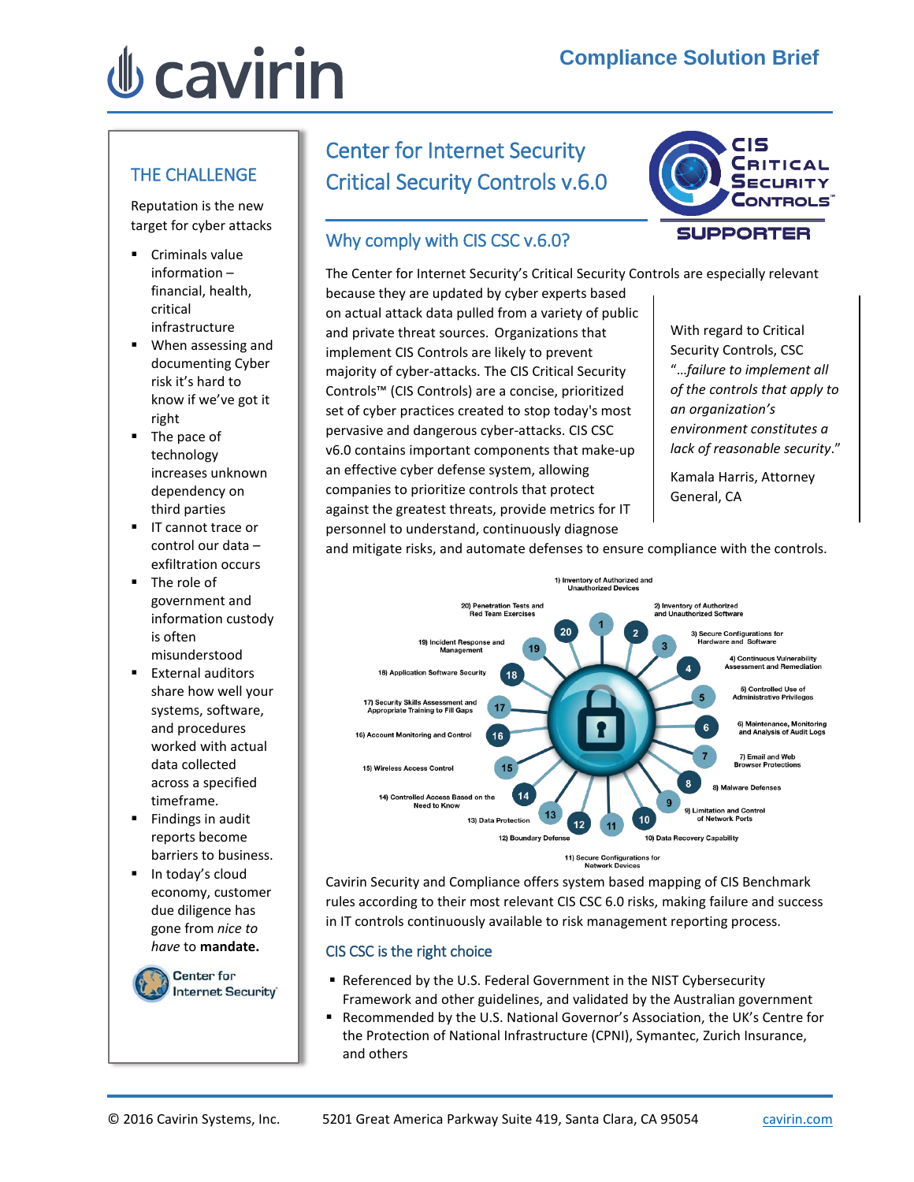# cavirin

**Compliance Solution Brief**

## THE CHALLENGE

Reputation is the new target for cyber attacks

- Criminals value information – financial, health, critical infrastructure
- When assessing and documenting Cyber risk it's hard to know if we've got it right
- The pace of technology increases unknown dependency on third parties
- IT cannot trace or control our data – exfiltration occurs
- The role of government and information custody is often misunderstood
- External auditors share how well your systems, software, and procedures worked with actual data collected across a specified timeframe.
- Findings in audit reports become barriers to business.
- In today's cloud economy, customer due diligence has gone from *nice to have* to **mandate.**

Center for Internet Security

# Center for Internet Security Critical Security Controls v.6.0

CIS CRITICAL SECURITY CONTROLS™ SUPPORTER

## Why comply with CIS CSC v.6.0?

The Center for Internet Security's Critical Security Controls are especially relevant because they are updated by cyber experts based on actual attack data pulled from a variety of public and private threat sources. Organizations that implement CIS Controls are likely to prevent majority of cyber-attacks. The CIS Critical Security Controls™ (CIS Controls) are a concise, prioritized set of cyber practices created to stop today's most pervasive and dangerous cyber-attacks. CIS CSC v6.0 contains important components that make-up an effective cyber defense system, allowing companies to prioritize controls that protect against the greatest threats, provide metrics for IT personnel to understand, continuously diagnose and mitigate risks, and automate defenses to ensure compliance with the controls.

> With regard to Critical Security Controls, CSC "*…failure to implement all of the controls that apply to an organization's environment constitutes a lack of reasonable security*."
>
> Kamala Harris, Attorney General, CA

1) Inventory of Authorized and Unauthorized Devices
2) Inventory of Authorized and Unauthorized Software
3) Secure Configurations for Hardware and Software
4) Continuous Vulnerability Assessment and Remediation
5) Controlled Use of Administrative Privileges
6) Maintenance, Monitoring and Analysis of Audit Logs
7) Email and Web Browser Protections
8) Malware Defenses
9) Limitation and Control of Network Ports
10) Data Recovery Capability
11) Secure Configurations for Network Devices
12) Boundary Defense
13) Data Protection
14) Controlled Access Based on the Need to Know
15) Wireless Access Control
16) Account Monitoring and Control
17) Security Skills Assessment and Appropriate Training to Fill Gaps
18) Application Software Security
19) Incident Response and Management
20) Penetration Tests and Red Team Exercises

Cavirin Security and Compliance offers system based mapping of CIS Benchmark rules according to their most relevant CIS CSC 6.0 risks, making failure and success in IT controls continuously available to risk management reporting process.

## CIS CSC is the right choice

- Referenced by the U.S. Federal Government in the NIST Cybersecurity Framework and other guidelines, and validated by the Australian government
- Recommended by the U.S. National Governor's Association, the UK's Centre for the Protection of National Infrastructure (CPNI), Symantec, Zurich Insurance, and others

© 2016 Cavirin Systems, Inc. 5201 Great America Parkway Suite 419, Santa Clara, CA 95054 cavirin.com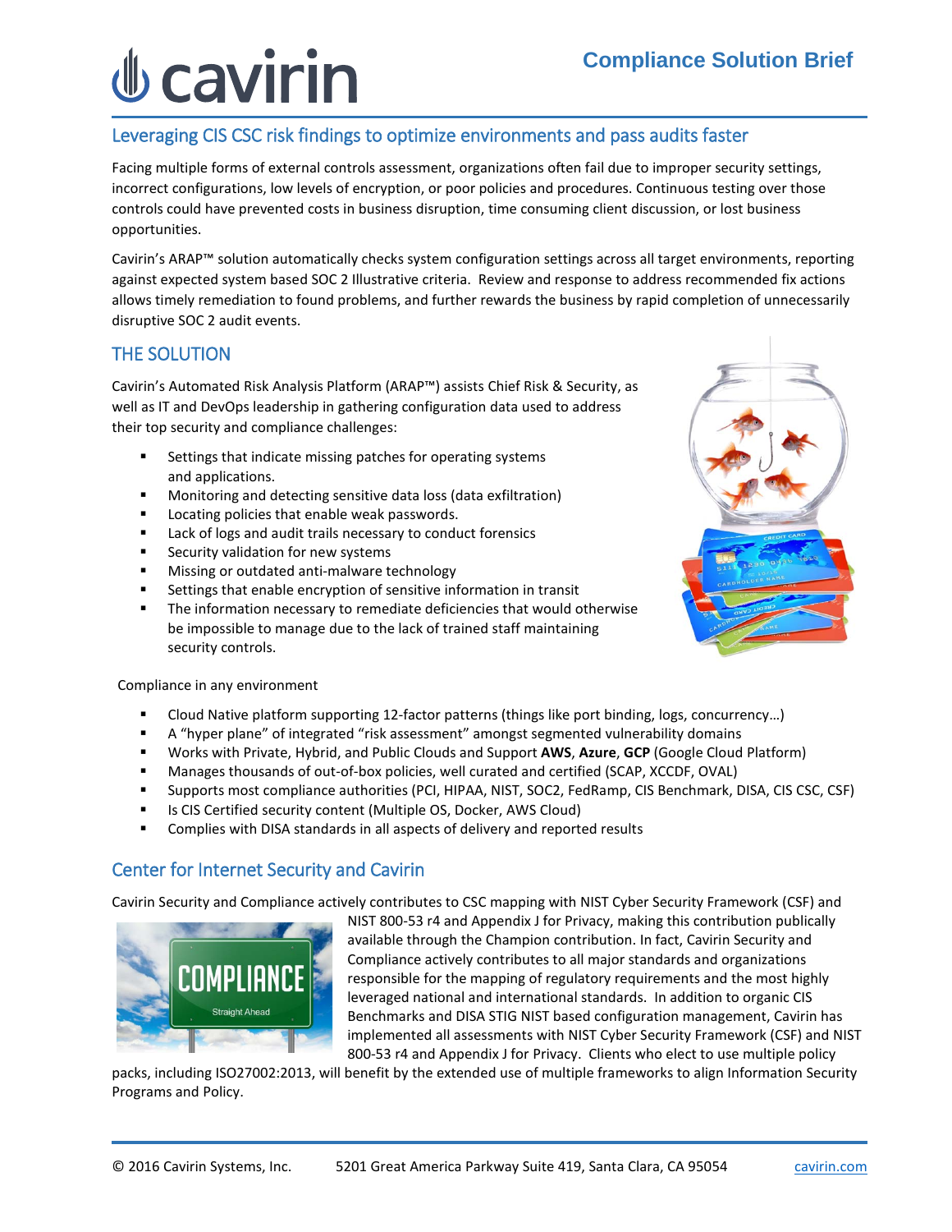# cavirin

**Compliance Solution Brief**

## Leveraging CIS CSC risk findings to optimize environments and pass audits faster

Facing multiple forms of external controls assessment, organizations often fail due to improper security settings, incorrect configurations, low levels of encryption, or poor policies and procedures. Continuous testing over those controls could have prevented costs in business disruption, time consuming client discussion, or lost business opportunities.

Cavirin's ARAP™ solution automatically checks system configuration settings across all target environments, reporting against expected system based SOC 2 Illustrative criteria. Review and response to address recommended fix actions allows timely remediation to found problems, and further rewards the business by rapid completion of unnecessarily disruptive SOC 2 audit events.

## THE SOLUTION

Cavirin's Automated Risk Analysis Platform (ARAP™) assists Chief Risk & Security, as well as IT and DevOps leadership in gathering configuration data used to address their top security and compliance challenges:

- Settings that indicate missing patches for operating systems and applications.
- Monitoring and detecting sensitive data loss (data exfiltration)
- Locating policies that enable weak passwords.
- Lack of logs and audit trails necessary to conduct forensics
- Security validation for new systems
- Missing or outdated anti-malware technology
- Settings that enable encryption of sensitive information in transit
- The information necessary to remediate deficiencies that would otherwise be impossible to manage due to the lack of trained staff maintaining security controls.

Compliance in any environment

- Cloud Native platform supporting 12-factor patterns (things like port binding, logs, concurrency…)
- A "hyper plane" of integrated "risk assessment" amongst segmented vulnerability domains
- Works with Private, Hybrid, and Public Clouds and Support **AWS**, **Azure**, **GCP** (Google Cloud Platform)
- Manages thousands of out-of-box policies, well curated and certified (SCAP, XCCDF, OVAL)
- Supports most compliance authorities (PCI, HIPAA, NIST, SOC2, FedRamp, CIS Benchmark, DISA, CIS CSC, CSF)
- Is CIS Certified security content (Multiple OS, Docker, AWS Cloud)
- Complies with DISA standards in all aspects of delivery and reported results

## Center for Internet Security and Cavirin

Cavirin Security and Compliance actively contributes to CSC mapping with NIST Cyber Security Framework (CSF) and NIST 800-53 r4 and Appendix J for Privacy, making this contribution publically available through the Champion contribution. In fact, Cavirin Security and Compliance actively contributes to all major standards and organizations responsible for the mapping of regulatory requirements and the most highly leveraged national and international standards. In addition to organic CIS Benchmarks and DISA STIG NIST based configuration management, Cavirin has implemented all assessments with NIST Cyber Security Framework (CSF) and NIST 800-53 r4 and Appendix J for Privacy. Clients who elect to use multiple policy packs, including ISO27002:2013, will benefit by the extended use of multiple frameworks to align Information Security Programs and Policy.

© 2016 Cavirin Systems, Inc. 5201 Great America Parkway Suite 419, Santa Clara, CA 95054 cavirin.com